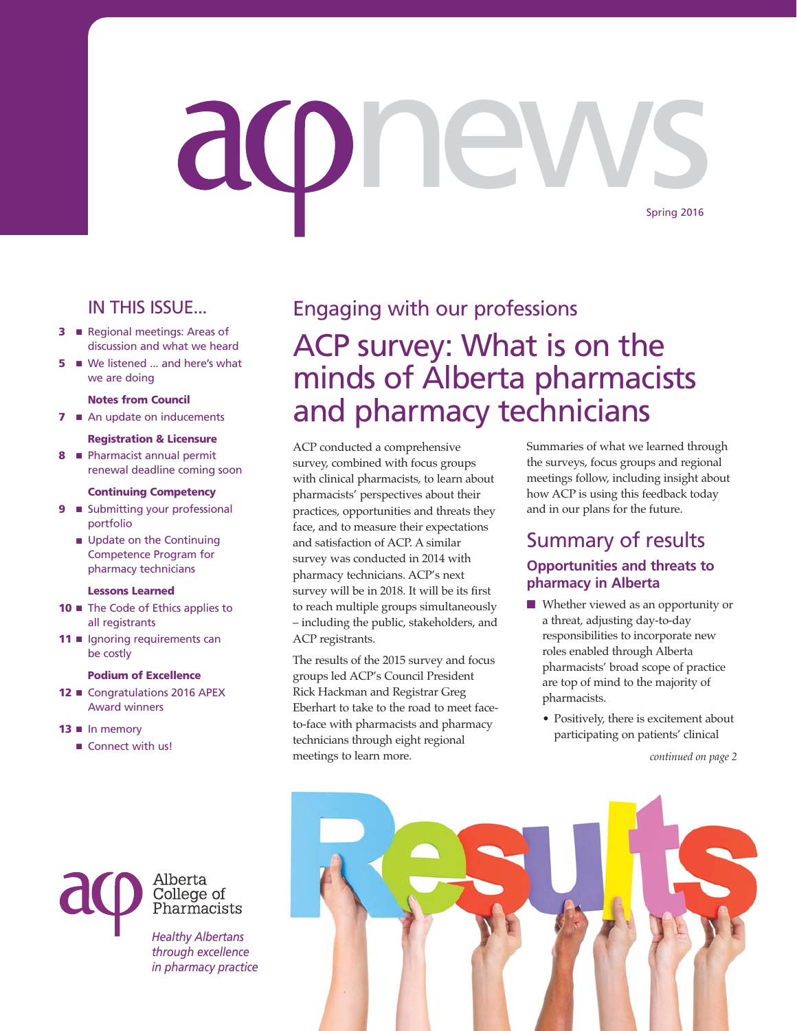# acpnews

Spring 2016

## IN THIS ISSUE...

- **3** ■ Regional meetings: Areas of discussion and what we heard
- **5** ■ We listened ... and here's what we are doing

**Notes from Council**

- **7** ■ An update on inducements

**Registration & Licensure**

- **8** ■ Pharmacist annual permit renewal deadline coming soon

**Continuing Competency**

- **9** ■ Submitting your professional portfolio
- ■ Update on the Continuing Competence Program for pharmacy technicians

**Lessons Learned**

- **10** ■ The Code of Ethics applies to all registrants
- **11** ■ Ignoring requirements can be costly

**Podium of Excellence**

- **12** ■ Congratulations 2016 APEX Award winners
- **13** ■ In memory
- ■ Connect with us!

Engaging with our professions

# ACP survey: What is on the minds of Alberta pharmacists and pharmacy technicians

ACP conducted a comprehensive survey, combined with focus groups with clinical pharmacists, to learn about pharmacists' perspectives about their practices, opportunities and threats they face, and to measure their expectations and satisfaction of ACP. A similar survey was conducted in 2014 with pharmacy technicians. ACP's next survey will be in 2018. It will be its first to reach multiple groups simultaneously – including the public, stakeholders, and ACP registrants.

The results of the 2015 survey and focus groups led ACP's Council President Rick Hackman and Registrar Greg Eberhart to take to the road to meet face-to-face with pharmacists and pharmacy technicians through eight regional meetings to learn more.

Summaries of what we learned through the surveys, focus groups and regional meetings follow, including insight about how ACP is using this feedback today and in our plans for the future.

## Summary of results

### Opportunities and threats to pharmacy in Alberta

- Whether viewed as an opportunity or a threat, adjusting day-to-day responsibilities to incorporate new roles enabled through Alberta pharmacists' broad scope of practice are top of mind to the majority of pharmacists.
  - Positively, there is excitement about participating on patients' clinical

*continued on page 2*

Alberta College of Pharmacists

*Healthy Albertans through excellence in pharmacy practice*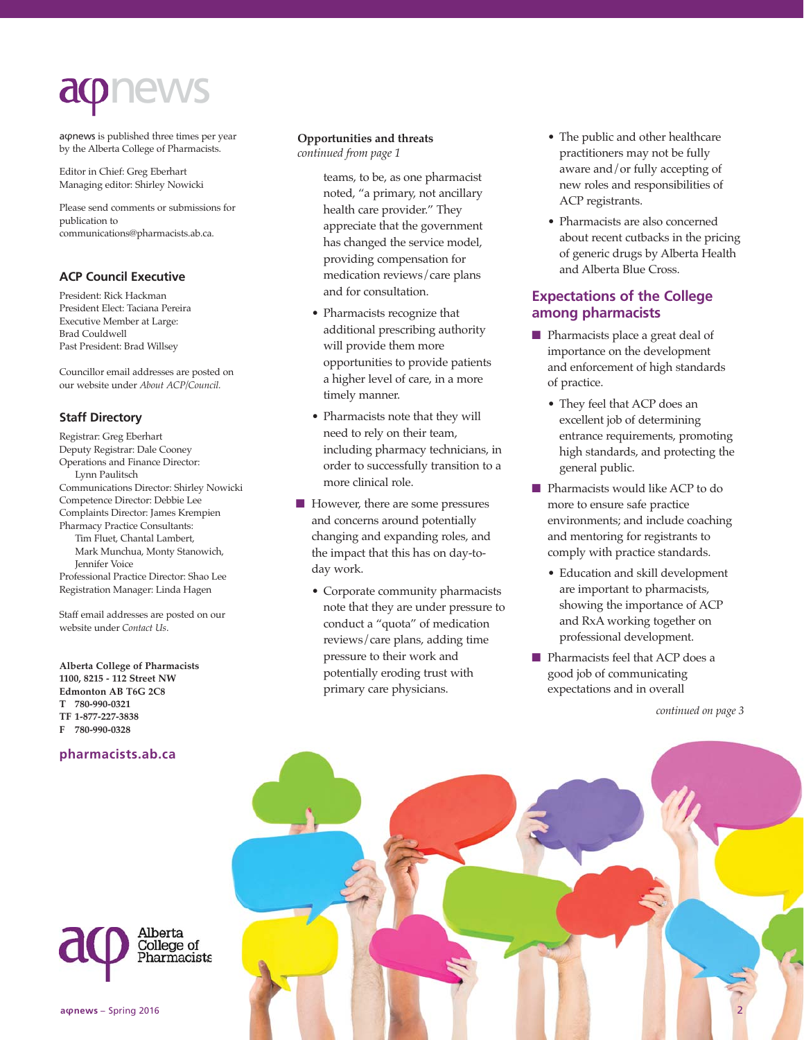# acpnews

acpnews is published three times per year by the Alberta College of Pharmacists.

Editor in Chief: Greg Eberhart
Managing editor: Shirley Nowicki

Please send comments or submissions for publication to communications@pharmacists.ab.ca.

## ACP Council Executive

President: Rick Hackman
President Elect: Taciana Pereira
Executive Member at Large: Brad Couldwell
Past President: Brad Willsey

Councillor email addresses are posted on our website under *About ACP/Council.*

## Staff Directory

Registrar: Greg Eberhart
Deputy Registrar: Dale Cooney
Operations and Finance Director: Lynn Paulitsch
Communications Director: Shirley Nowicki
Competence Director: Debbie Lee
Complaints Director: James Krempien
Pharmacy Practice Consultants: Tim Fluet, Chantal Lambert, Mark Munchua, Monty Stanowich, Jennifer Voice
Professional Practice Director: Shao Lee
Registration Manager: Linda Hagen

Staff email addresses are posted on our website under *Contact Us.*

**Alberta College of Pharmacists**
**1100, 8215 - 112 Street NW**
**Edmonton AB T6G 2C8**
**T 780-990-0321**
**TF 1-877-227-3838**
**F 780-990-0328**

**pharmacists.ab.ca**

**Opportunities and threats**
*continued from page 1*

teams, to be, as one pharmacist noted, "a primary, not ancillary health care provider." They appreciate that the government has changed the service model, providing compensation for medication reviews/care plans and for consultation.

- Pharmacists recognize that additional prescribing authority will provide them more opportunities to provide patients a higher level of care, in a more timely manner.
- Pharmacists note that they will need to rely on their team, including pharmacy technicians, in order to successfully transition to a more clinical role.

- However, there are some pressures and concerns around potentially changing and expanding roles, and the impact that this has on day-to-day work.
  - Corporate community pharmacists note that they are under pressure to conduct a "quota" of medication reviews/care plans, adding time pressure to their work and potentially eroding trust with primary care physicians.
  - The public and other healthcare practitioners may not be fully aware and/or fully accepting of new roles and responsibilities of ACP registrants.
  - Pharmacists are also concerned about recent cutbacks in the pricing of generic drugs by Alberta Health and Alberta Blue Cross.

## Expectations of the College among pharmacists

- Pharmacists place a great deal of importance on the development and enforcement of high standards of practice.
  - They feel that ACP does an excellent job of determining entrance requirements, promoting high standards, and protecting the general public.
- Pharmacists would like ACP to do more to ensure safe practice environments; and include coaching and mentoring for registrants to comply with practice standards.
  - Education and skill development are important to pharmacists, showing the importance of ACP and RxA working together on professional development.
- Pharmacists feel that ACP does a good job of communicating expectations and in overall

*continued on page 3*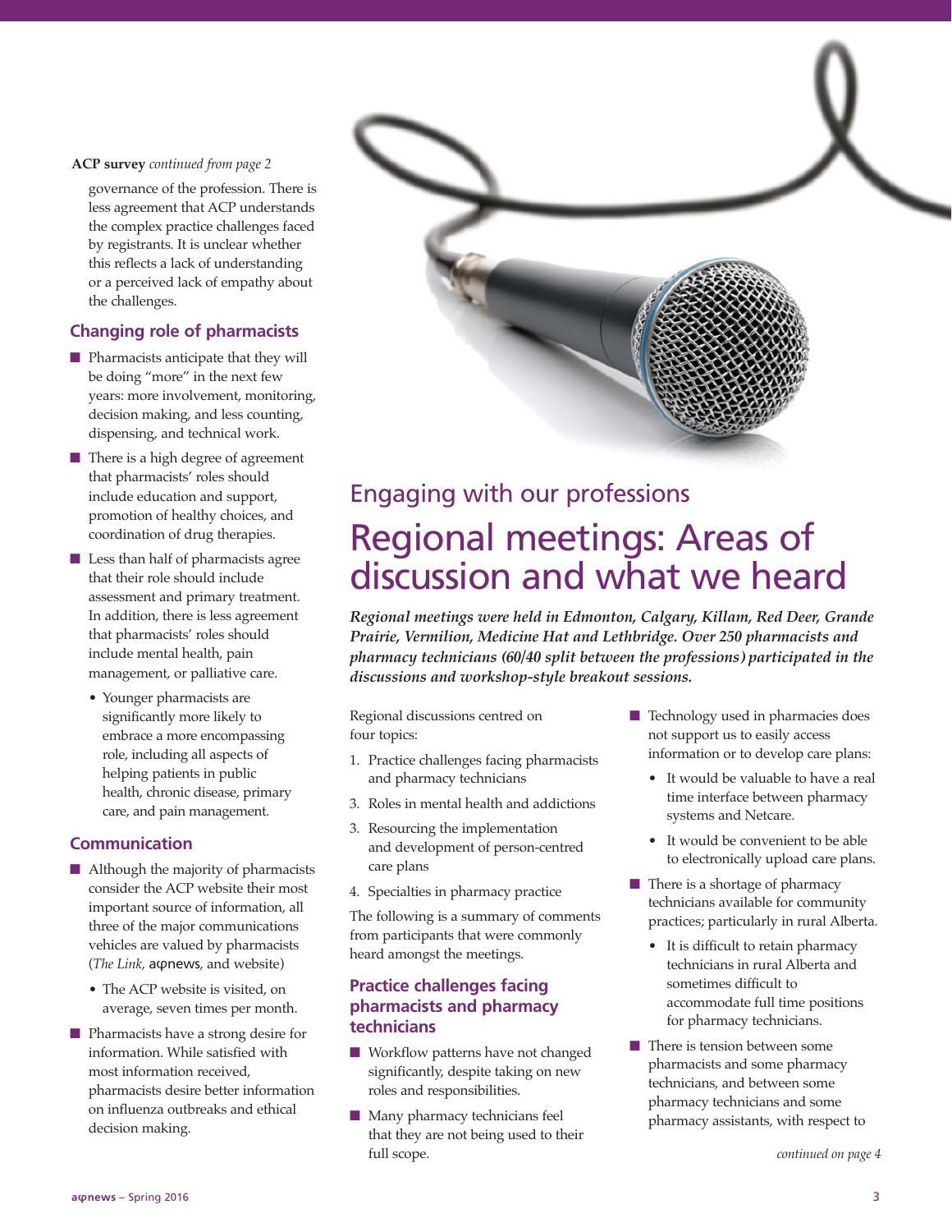**ACP survey** *continued from page 2*

governance of the profession. There is less agreement that ACP understands the complex practice challenges faced by registrants. It is unclear whether this reflects a lack of understanding or a perceived lack of empathy about the challenges.

### Changing role of pharmacists

- Pharmacists anticipate that they will be doing "more" in the next few years: more involvement, monitoring, decision making, and less counting, dispensing, and technical work.
- There is a high degree of agreement that pharmacists' roles should include education and support, promotion of healthy choices, and coordination of drug therapies.
- Less than half of pharmacists agree that their role should include assessment and primary treatment. In addition, there is less agreement that pharmacists' roles should include mental health, pain management, or palliative care.
  - Younger pharmacists are significantly more likely to embrace a more encompassing role, including all aspects of helping patients in public health, chronic disease, primary care, and pain management.

### Communication

- Although the majority of pharmacists consider the ACP website their most important source of information, all three of the major communications vehicles are valued by pharmacists (*The Link*, aφnews, and website)
  - The ACP website is visited, on average, seven times per month.
- Pharmacists have a strong desire for information. While satisfied with most information received, pharmacists desire better information on influenza outbreaks and ethical decision making.

## Engaging with our professions

# Regional meetings: Areas of discussion and what we heard

***Regional meetings were held in Edmonton, Calgary, Killam, Red Deer, Grande Prairie, Vermilion, Medicine Hat and Lethbridge. Over 250 pharmacists and pharmacy technicians (60/40 split between the professions) participated in the discussions and workshop-style breakout sessions.***

Regional discussions centred on four topics:

1. Practice challenges facing pharmacists and pharmacy technicians
3. Roles in mental health and addictions
3. Resourcing the implementation and development of person-centred care plans
4. Specialties in pharmacy practice

The following is a summary of comments from participants that were commonly heard amongst the meetings.

### Practice challenges facing pharmacists and pharmacy technicians

- Workflow patterns have not changed significantly, despite taking on new roles and responsibilities.
- Many pharmacy technicians feel that they are not being used to their full scope.
- Technology used in pharmacies does not support us to easily access information or to develop care plans:
  - It would be valuable to have a real time interface between pharmacy systems and Netcare.
  - It would be convenient to be able to electronically upload care plans.
- There is a shortage of pharmacy technicians available for community practices; particularly in rural Alberta.
  - It is difficult to retain pharmacy technicians in rural Alberta and sometimes difficult to accommodate full time positions for pharmacy technicians.
- There is tension between some pharmacists and some pharmacy technicians, and between some pharmacy technicians and some pharmacy assistants, with respect to

*continued on page 4*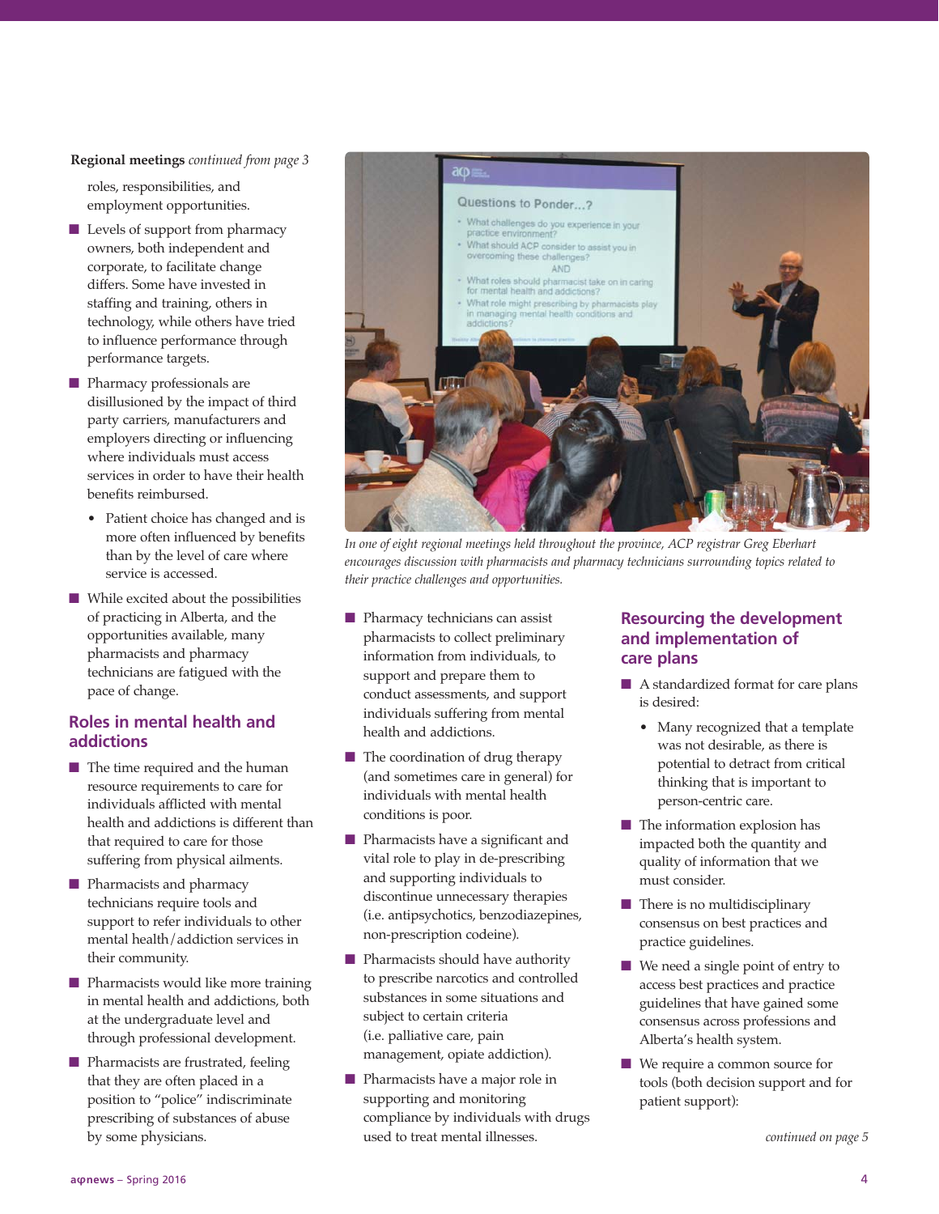**Regional meetings** *continued from page 3*

roles, responsibilities, and employment opportunities.

- Levels of support from pharmacy owners, both independent and corporate, to facilitate change differs. Some have invested in staffing and training, others in technology, while others have tried to influence performance through performance targets.
- Pharmacy professionals are disillusioned by the impact of third party carriers, manufacturers and employers directing or influencing where individuals must access services in order to have their health benefits reimbursed.
  - Patient choice has changed and is more often influenced by benefits than by the level of care where service is accessed.
- While excited about the possibilities of practicing in Alberta, and the opportunities available, many pharmacists and pharmacy technicians are fatigued with the pace of change.

## Roles in mental health and addictions

- The time required and the human resource requirements to care for individuals afflicted with mental health and addictions is different than that required to care for those suffering from physical ailments.
- Pharmacists and pharmacy technicians require tools and support to refer individuals to other mental health/addiction services in their community.
- Pharmacists would like more training in mental health and addictions, both at the undergraduate level and through professional development.
- Pharmacists are frustrated, feeling that they are often placed in a position to "police" indiscriminate prescribing of substances of abuse by some physicians.

*In one of eight regional meetings held throughout the province, ACP registrar Greg Eberhart encourages discussion with pharmacists and pharmacy technicians surrounding topics related to their practice challenges and opportunities.*

- Pharmacy technicians can assist pharmacists to collect preliminary information from individuals, to support and prepare them to conduct assessments, and support individuals suffering from mental health and addictions.
- The coordination of drug therapy (and sometimes care in general) for individuals with mental health conditions is poor.
- Pharmacists have a significant and vital role to play in de-prescribing and supporting individuals to discontinue unnecessary therapies (i.e. antipsychotics, benzodiazepines, non-prescription codeine).
- Pharmacists should have authority to prescribe narcotics and controlled substances in some situations and subject to certain criteria (i.e. palliative care, pain management, opiate addiction).
- Pharmacists have a major role in supporting and monitoring compliance by individuals with drugs used to treat mental illnesses.

## Resourcing the development and implementation of care plans

- A standardized format for care plans is desired:
  - Many recognized that a template was not desirable, as there is potential to detract from critical thinking that is important to person-centric care.
- The information explosion has impacted both the quantity and quality of information that we must consider.
- There is no multidisciplinary consensus on best practices and practice guidelines.
- We need a single point of entry to access best practices and practice guidelines that have gained some consensus across professions and Alberta's health system.
- We require a common source for tools (both decision support and for patient support):

*continued on page 5*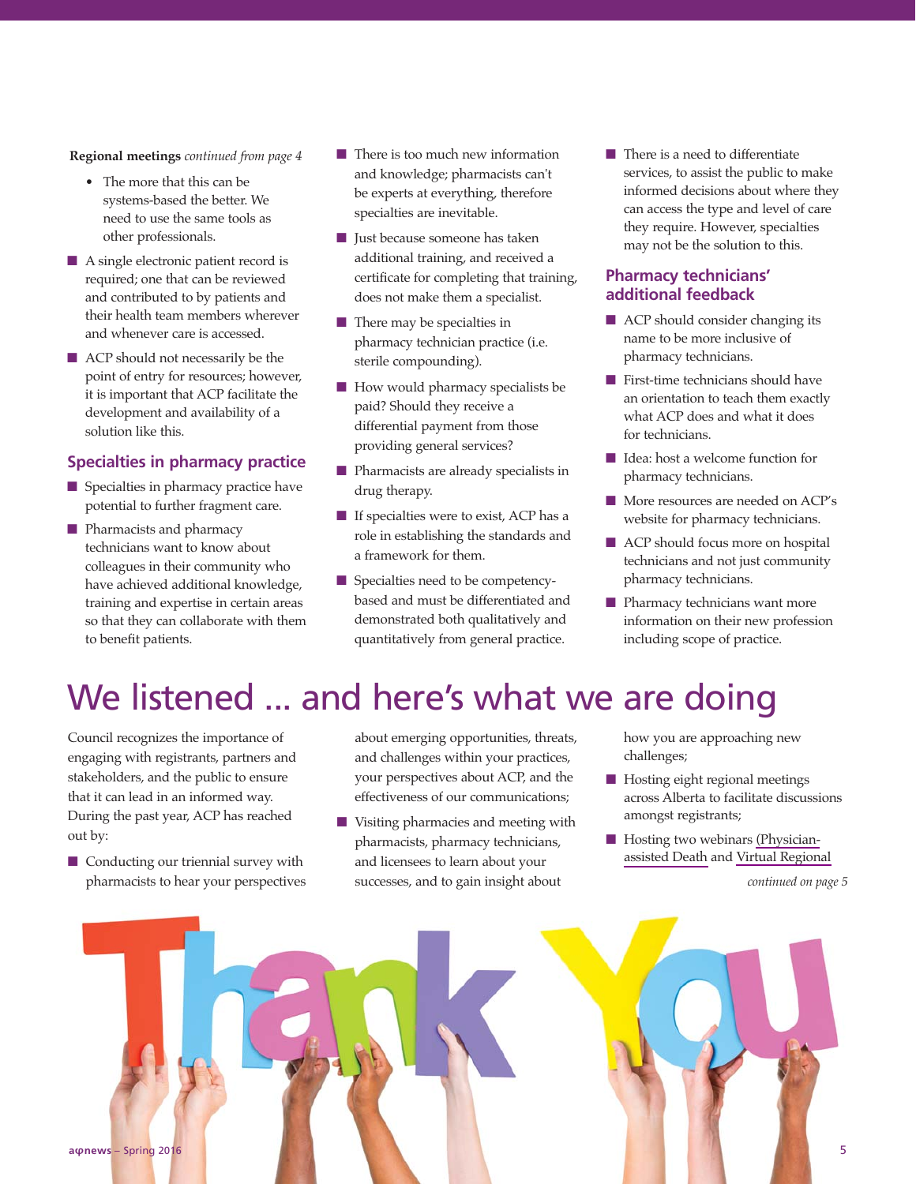**Regional meetings** *continued from page 4*

- The more that this can be systems-based the better. We need to use the same tools as other professionals.

- A single electronic patient record is required; one that can be reviewed and contributed to by patients and their health team members wherever and whenever care is accessed.
- ACP should not necessarily be the point of entry for resources; however, it is important that ACP facilitate the development and availability of a solution like this.

## Specialties in pharmacy practice

- Specialties in pharmacy practice have potential to further fragment care.
- Pharmacists and pharmacy technicians want to know about colleagues in their community who have achieved additional knowledge, training and expertise in certain areas so that they can collaborate with them to benefit patients.
- There is too much information and knowledge; pharmacists can't be experts at everything, therefore specialties are inevitable.
- Just because someone has taken additional training, and received a certificate for completing that training, does not make them a specialist.
- There may be specialties in pharmacy technician practice (i.e. sterile compounding).
- How would pharmacy specialists be paid? Should they receive a differential payment from those providing general services?
- Pharmacists are already specialists in drug therapy.
- If specialties were to exist, ACP has a role in establishing the standards and a framework for them.
- Specialties need to be competency-based and must be differentiated and demonstrated both qualitatively and quantitatively from general practice.
- There is a need to differentiate services, to assist the public to make informed decisions about where they can access the type and level of care they require. However, specialties may not be the solution to this.

## Pharmacy technicians' additional feedback

- ACP should consider changing its name to be more inclusive of pharmacy technicians.
- First-time technicians should have an orientation to teach them exactly what ACP does and what it does for technicians.
- Idea: host a welcome function for pharmacy technicians.
- More resources are needed on ACP's website for pharmacy technicians.
- ACP should focus more on hospital technicians and not just community pharmacy technicians.
- Pharmacy technicians want more information on their new profession including scope of practice.

# We listened ... and here's what we are doing

Council recognizes the importance of engaging with registrants, partners and stakeholders, and the public to ensure that it can lead in an informed way. During the past year, ACP has reached out by:

- Conducting our triennial survey with pharmacists to hear your perspectives about emerging opportunities, threats, and challenges within your practices, your perspectives about ACP, and the effectiveness of our communications;
- Visiting pharmacies and meeting with pharmacists, pharmacy technicians, and licensees to learn about your successes, and to gain insight about how you are approaching new challenges;
- Hosting eight regional meetings across Alberta to facilitate discussions amongst registrants;
- Hosting two webinars (Physician-assisted Death and Virtual Regional

*continued on page 5*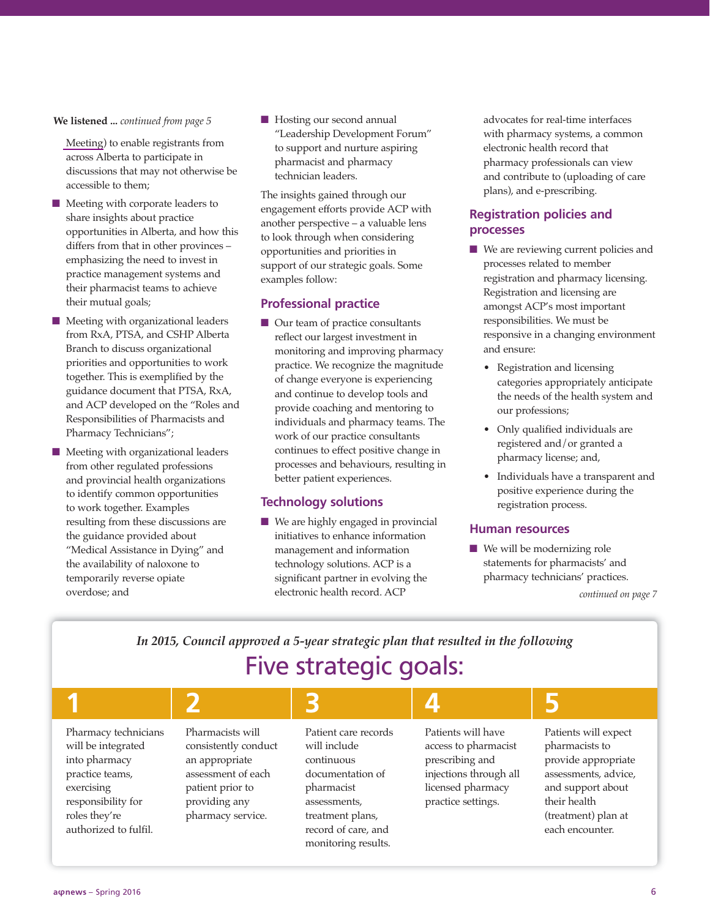**We listened ...** *continued from page 5*

Meeting) to enable registrants from across Alberta to participate in discussions that may not otherwise be accessible to them;

- Meeting with corporate leaders to share insights about practice opportunities in Alberta, and how this differs from that in other provinces – emphasizing the need to invest in practice management systems and their pharmacist teams to achieve their mutual goals;
- Meeting with organizational leaders from RxA, PTSA, and CSHP Alberta Branch to discuss organizational priorities and opportunities to work together. This is exemplified by the guidance document that PTSA, RxA, and ACP developed on the "Roles and Responsibilities of Pharmacists and Pharmacy Technicians";
- Meeting with organizational leaders from other regulated professions and provincial health organizations to identify common opportunities to work together. Examples resulting from these discussions are the guidance provided about "Medical Assistance in Dying" and the availability of naloxone to temporarily reverse opiate overdose; and
- Hosting our second annual "Leadership Development Forum" to support and nurture aspiring pharmacist and pharmacy technician leaders.

The insights gained through our engagement efforts provide ACP with another perspective – a valuable lens to look through when considering opportunities and priorities in support of our strategic goals. Some examples follow:

## Professional practice

- Our team of practice consultants reflect our largest investment in monitoring and improving pharmacy practice. We recognize the magnitude of change everyone is experiencing and continue to develop tools and provide coaching and mentoring to individuals and pharmacy teams. The work of our practice consultants continues to effect positive change in processes and behaviours, resulting in better patient experiences.

## Technology solutions

- We are highly engaged in provincial initiatives to enhance information management and information technology solutions. ACP is a significant partner in evolving the electronic health record. ACP advocates for real-time interfaces with pharmacy systems, a common electronic health record that pharmacy professionals can view and contribute to (uploading of care plans), and e-prescribing.

## Registration policies and processes

- We are reviewing current policies and processes related to member registration and pharmacy licensing. Registration and licensing are amongst ACP's most important responsibilities. We must be responsive in a changing environment and ensure:
  - Registration and licensing categories appropriately anticipate the needs of the health system and our professions;
  - Only qualified individuals are registered and/or granted a pharmacy license; and,
  - Individuals have a transparent and positive experience during the registration process.

## Human resources

- We will be modernizing role statements for pharmacists' and pharmacy technicians' practices.

*continued on page 7*

---

*In 2015, Council approved a 5-year strategic plan that resulted in the following*

## Five strategic goals:

**1** Pharmacy technicians will be integrated into pharmacy practice teams, exercising responsibility for roles they're authorized to fulfil.

**2** Pharmacists will consistently conduct an appropriate assessment of each patient prior to providing any pharmacy service.

**3** Patient care records will include continuous documentation of pharmacist assessments, treatment plans, record of care, and monitoring results.

**4** Patients will have access to pharmacist prescribing and injections through all licensed pharmacy practice settings.

**5** Patients will expect pharmacists to provide appropriate assessments, advice, and support about their health (treatment) plan at each encounter.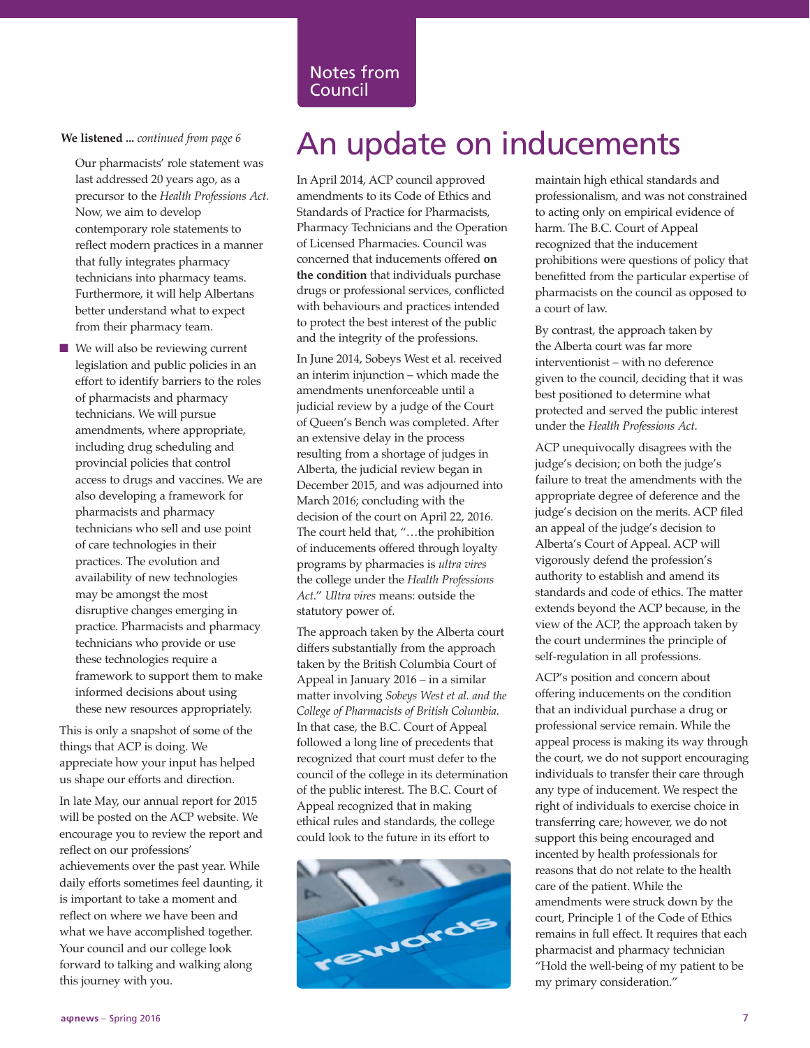**We listened ...** *continued from page 6*

Our pharmacists' role statement was last addressed 20 years ago, as a precursor to the *Health Professions Act.* Now, we aim to develop contemporary role statements to reflect modern practices in a manner that fully integrates pharmacy technicians into pharmacy teams. Furthermore, it will help Albertans better understand what to expect from their pharmacy team.

- We will also be reviewing current legislation and public policies in an effort to identify barriers to the roles of pharmacists and pharmacy technicians. We will pursue amendments, where appropriate, including drug scheduling and provincial policies that control access to drugs and vaccines. We are also developing a framework for pharmacists and pharmacy technicians who sell and use point of care technologies in their practices. The evolution and availability of new technologies may be amongst the most disruptive changes emerging in practice. Pharmacists and pharmacy technicians who provide or use these technologies require a framework to support them to make informed decisions about using these new resources appropriately.

This is only a snapshot of some of the things that ACP is doing. We appreciate how your input has helped us shape our efforts and direction.

In late May, our annual report for 2015 will be posted on the ACP website. We encourage you to review the report and reflect on our professions' achievements over the past year. While daily efforts sometimes feel daunting, it is important to take a moment and reflect on where we have been and what we have accomplished together. Your council and our college look forward to talking and walking along this journey with you.

Notes from Council

# An update on inducements

In April 2014, ACP council approved amendments to its Code of Ethics and Standards of Practice for Pharmacists, Pharmacy Technicians and the Operation of Licensed Pharmacies. Council was concerned that inducements offered **on the condition** that individuals purchase drugs or professional services, conflicted with behaviours and practices intended to protect the best interest of the public and the integrity of the professions.

In June 2014, Sobeys West et al. received an interim injunction – which made the amendments unenforceable until a judicial review by a judge of the Court of Queen's Bench was completed. After an extensive delay in the process resulting from a shortage of judges in Alberta, the judicial review began in December 2015, and was adjourned into March 2016; concluding with the decision of the court on April 22, 2016. The court held that, "…the prohibition of inducements offered through loyalty programs by pharmacies is *ultra vires* the college under the *Health Professions Act*." *Ultra vires* means: outside the statutory power of.

The approach taken by the Alberta court differs substantially from the approach taken by the British Columbia Court of Appeal in January 2016 – in a similar matter involving *Sobeys West et al. and the College of Pharmacists of British Columbia.* In that case, the B.C. Court of Appeal followed a long line of precedents that recognized that court must defer to the council of the college in its determination of the public interest. The B.C. Court of Appeal recognized that in making ethical rules and standards, the college could look to the future in its effort to maintain high ethical standards and professionalism, and was not constrained to acting only on empirical evidence of harm. The B.C. Court of Appeal recognized that the inducement prohibitions were questions of policy that benefitted from the particular expertise of pharmacists on the council as opposed to a court of law.

By contrast, the approach taken by the Alberta court was far more interventionist – with no deference given to the council, deciding that it was best positioned to determine what protected and served the public interest under the *Health Professions Act.*

ACP unequivocally disagrees with the judge's decision; on both the judge's failure to treat the amendments with the appropriate degree of deference and the judge's decision on the merits. ACP filed an appeal of the judge's decision to Alberta's Court of Appeal. ACP will vigorously defend the profession's authority to establish and amend its standards and code of ethics. The matter extends beyond the ACP because, in the view of the ACP, the approach taken by the court undermines the principle of self-regulation in all professions.

ACP's position and concern about offering inducements on the condition that an individual purchase a drug or professional service remain. While the appeal process is making its way through the court, we do not support encouraging individuals to transfer their care through any type of inducement. We respect the right of individuals to exercise choice in transferring care; however, we do not support this being encouraged and incented by health professionals for reasons that do not relate to the health care of the patient. While the amendments were struck down by the court, Principle 1 of the Code of Ethics remains in full effect. It requires that each pharmacist and pharmacy technician "Hold the well-being of my patient to be my primary consideration."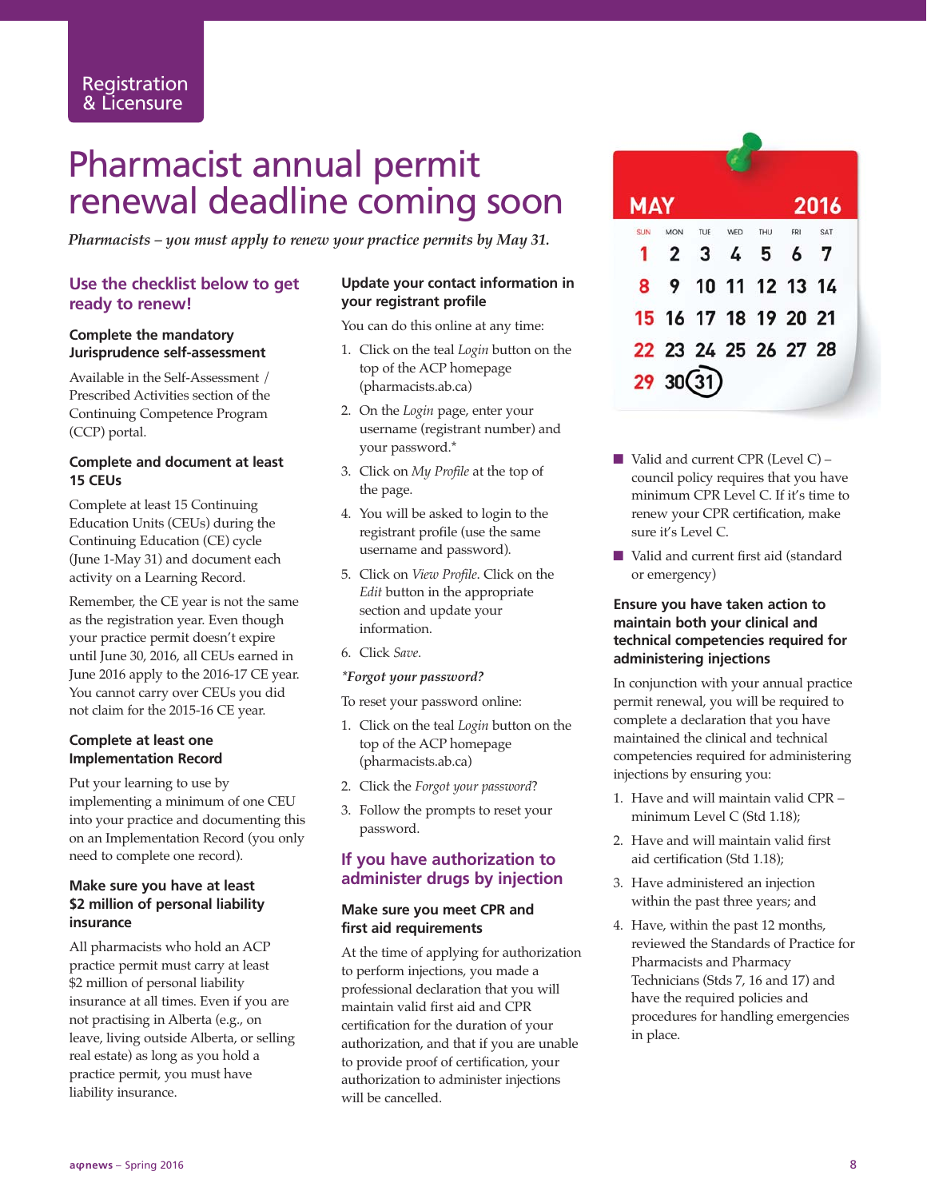Registration & Licensure

# Pharmacist annual permit renewal deadline coming soon

*Pharmacists – you must apply to renew your practice permits by May 31.*

MAY 2016

| SUN | MON | TUE | WED | THU | FRI | SAT |
|---|---|---|---|---|---|---|
| 1 | 2 | 3 | 4 | 5 | 6 | 7 |
| 8 | 9 | 10 | 11 | 12 | 13 | 14 |
| 15 | 16 | 17 | 18 | 19 | 20 | 21 |
| 22 | 23 | 24 | 25 | 26 | 27 | 28 |
| 29 | 30 | 31 | | | | |

## Use the checklist below to get ready to renew!

### Complete the mandatory Jurisprudence self-assessment

Available in the Self-Assessment / Prescribed Activities section of the Continuing Competence Program (CCP) portal.

### Complete and document at least 15 CEUs

Complete at least 15 Continuing Education Units (CEUs) during the Continuing Education (CE) cycle (June 1-May 31) and document each activity on a Learning Record.

Remember, the CE year is not the same as the registration year. Even though your practice permit doesn't expire until June 30, 2016, all CEUs earned in June 2016 apply to the 2016-17 CE year. You cannot carry over CEUs you did not claim for the 2015-16 CE year.

### Complete at least one Implementation Record

Put your learning to use by implementing a minimum of one CEU into your practice and documenting this on an Implementation Record (you only need to complete one record).

### Make sure you have at least $2 million of personal liability insurance

All pharmacists who hold an ACP practice permit must carry at least $2 million of personal liability insurance at all times. Even if you are not practising in Alberta (e.g., on leave, living outside Alberta, or selling real estate) as long as you hold a practice permit, you must have liability insurance.

### Update your contact information in your registrant profile

You can do this online at any time:

1. Click on the teal *Login* button on the top of the ACP homepage (pharmacists.ab.ca)
2. On the *Login* page, enter your username (registrant number) and your password.*
3. Click on *My Profile* at the top of the page.
4. You will be asked to login to the registrant profile (use the same username and password).
5. Click on *View Profile*. Click on the *Edit* button in the appropriate section and update your information.
6. Click *Save*.

***Forgot your password?***

To reset your password online:

1. Click on the teal *Login* button on the top of the ACP homepage (pharmacists.ab.ca)
2. Click the *Forgot your password*?
3. Follow the prompts to reset your password.

## If you have authorization to administer drugs by injection

### Make sure you meet CPR and first aid requirements

At the time of applying for authorization to perform injections, you made a professional declaration that you will maintain valid first aid and CPR certification for the duration of your authorization, and that if you are unable to provide proof of certification, your authorization to administer injections will be cancelled.

- Valid and current CPR (Level C) – council policy requires that you have minimum CPR Level C. If it's time to renew your CPR certification, make sure it's Level C.
- Valid and current first aid (standard or emergency)

### Ensure you have taken action to maintain both your clinical and technical competencies required for administering injections

In conjunction with your annual practice permit renewal, you will be required to complete a declaration that you have maintained the clinical and technical competencies required for administering injections by ensuring you:

1. Have and will maintain valid CPR – minimum Level C (Std 1.18);
2. Have and will maintain valid first aid certification (Std 1.18);
3. Have administered an injection within the past three years; and
4. Have, within the past 12 months, reviewed the Standards of Practice for Pharmacists and Pharmacy Technicians (Stds 7, 16 and 17) and have the required policies and procedures for handling emergencies in place.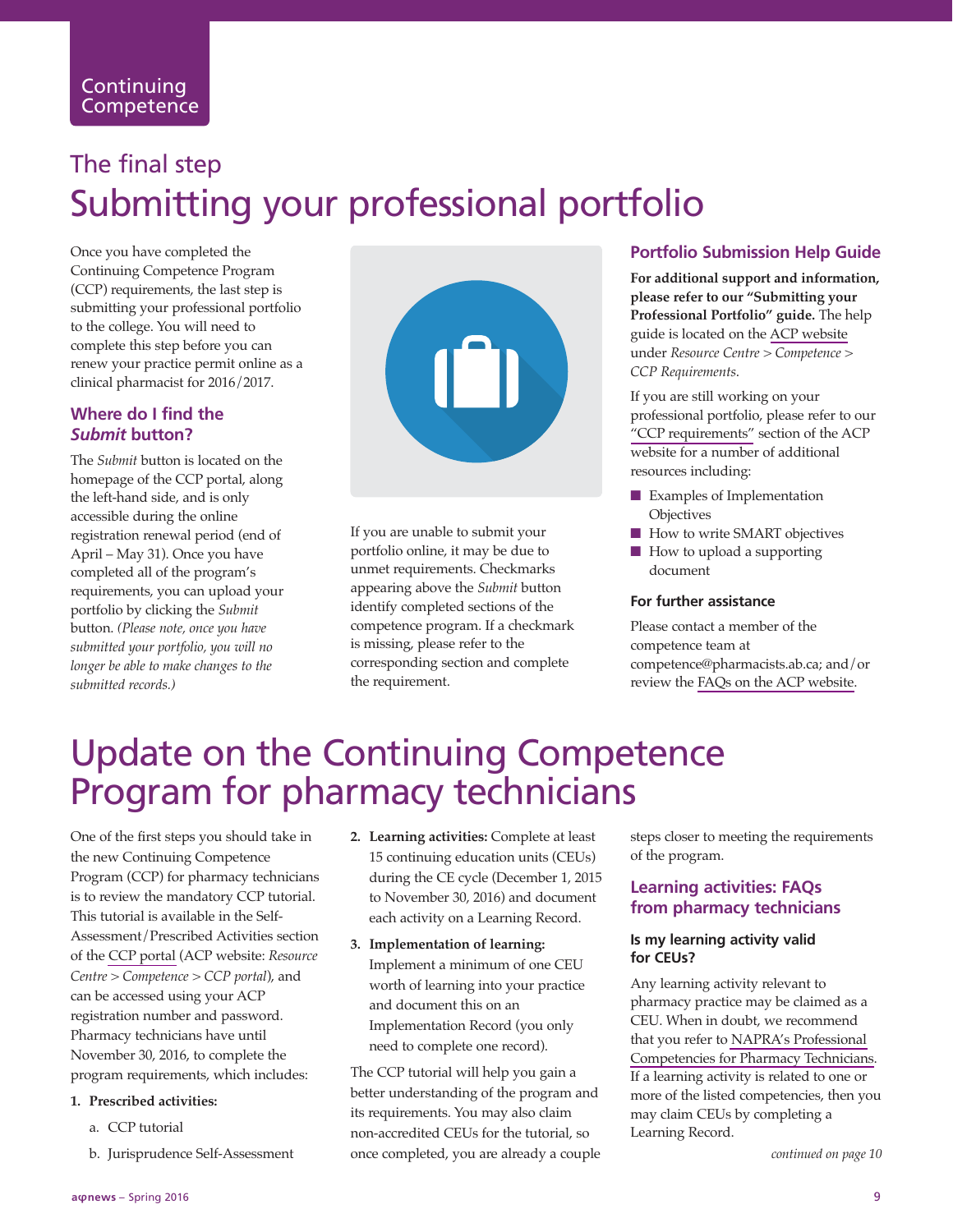Continuing Competence

## The final step
# Submitting your professional portfolio

Once you have completed the Continuing Competence Program (CCP) requirements, the last step is submitting your professional portfolio to the college. You will need to complete this step before you can renew your practice permit online as a clinical pharmacist for 2016/2017.

### Where do I find the *Submit* button?

The *Submit* button is located on the homepage of the CCP portal, along the left-hand side, and is only accessible during the online registration renewal period (end of April – May 31). Once you have completed all of the program's requirements, you can upload your portfolio by clicking the *Submit* button. *(Please note, once you have submitted your portfolio, you will no longer be able to make changes to the submitted records.)*

If you are unable to submit your portfolio online, it may be due to unmet requirements. Checkmarks appearing above the *Submit* button identify completed sections of the competence program. If a checkmark is missing, please refer to the corresponding section and complete the requirement.

### Portfolio Submission Help Guide

**For additional support and information, please refer to our "Submitting your Professional Portfolio" guide.** The help guide is located on the ACP website under *Resource Centre > Competence > CCP Requirements*.

If you are still working on your professional portfolio, please refer to our "CCP requirements" section of the ACP website for a number of additional resources including:

- Examples of Implementation Objectives
- How to write SMART objectives
- How to upload a supporting document

#### For further assistance

Please contact a member of the competence team at competence@pharmacists.ab.ca; and/or review the FAQs on the ACP website.

# Update on the Continuing Competence Program for pharmacy technicians

One of the first steps you should take in the new Continuing Competence Program (CCP) for pharmacy technicians is to review the mandatory CCP tutorial. This tutorial is available in the Self-Assessment/Prescribed Activities section of the CCP portal (ACP website: *Resource Centre > Competence > CCP portal*), and can be accessed using your ACP registration number and password. Pharmacy technicians have until November 30, 2016, to complete the program requirements, which includes:

1. **Prescribed activities:**
   a. CCP tutorial
   b. Jurisprudence Self-Assessment
2. **Learning activities:** Complete at least 15 continuing education units (CEUs) during the CE cycle (December 1, 2015 to November 30, 2016) and document each activity on a Learning Record.
3. **Implementation of learning:** Implement a minimum of one CEU worth of learning into your practice and document this on an Implementation Record (you only need to complete one record).

The CCP tutorial will help you gain a better understanding of the program and its requirements. You may also claim non-accredited CEUs for the tutorial, so once completed, you are already a couple steps closer to meeting the requirements of the program.

### Learning activities: FAQs from pharmacy technicians

#### Is my learning activity valid for CEUs?

Any learning activity relevant to pharmacy practice may be claimed as a CEU. When in doubt, we recommend that you refer to NAPRA's Professional Competencies for Pharmacy Technicians. If a learning activity is related to one or more of the listed competencies, then you may claim CEUs by completing a Learning Record.

*continued on page 10*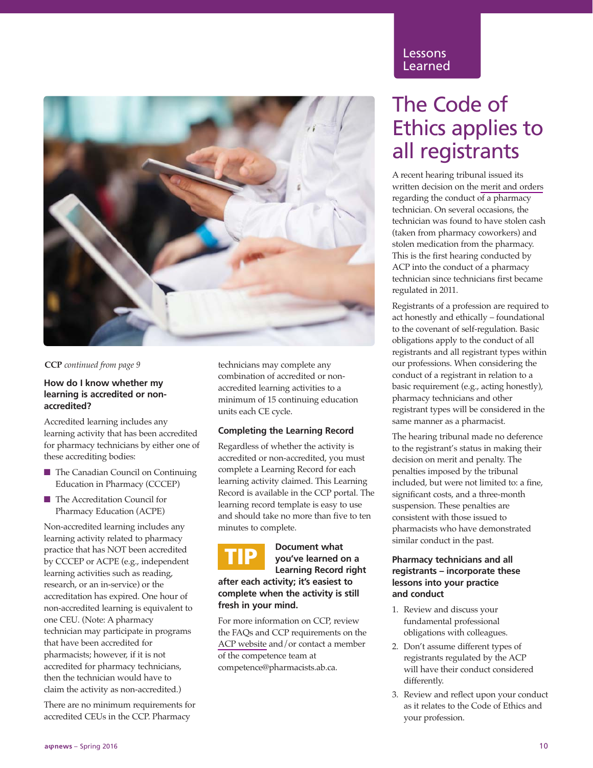**CCP** *continued from page 9*

### How do I know whether my learning is accredited or non-accredited?

Accredited learning includes any learning activity that has been accredited for pharmacy technicians by either one of these accrediting bodies:

- The Canadian Council on Continuing Education in Pharmacy (CCCEP)
- The Accreditation Council for Pharmacy Education (ACPE)

Non-accredited learning includes any learning activity related to pharmacy practice that has NOT been accredited by CCCEP or ACPE (e.g., independent learning activities such as reading, research, or an in-service) or the accreditation has expired. One hour of non-accredited learning is equivalent to one CEU. (Note: A pharmacy technician may participate in programs that have been accredited for pharmacists; however, if it is not accredited for pharmacy technicians, then the technician would have to claim the activity as non-accredited.)

There are no minimum requirements for accredited CEUs in the CCP. Pharmacy technicians may complete any combination of accredited or non-accredited learning activities to a minimum of 15 continuing education units each CE cycle.

### Completing the Learning Record

Regardless of whether the activity is accredited or non-accredited, you must complete a Learning Record for each learning activity claimed. This Learning Record is available in the CCP portal. The learning record template is easy to use and should take no more than five to ten minutes to complete.

**TIP** **Document what you've learned on a Learning Record right after each activity; it's easiest to complete when the activity is still fresh in your mind.**

For more information on CCP, review the FAQs and CCP requirements on the ACP website and/or contact a member of the competence team at competence@pharmacists.ab.ca.

Lessons Learned

# The Code of Ethics applies to all registrants

A recent hearing tribunal issued its written decision on the merit and orders regarding the conduct of a pharmacy technician. On several occasions, the technician was found to have stolen cash (taken from pharmacy coworkers) and stolen medication from the pharmacy. This is the first hearing conducted by ACP into the conduct of a pharmacy technician since technicians first became regulated in 2011.

Registrants of a profession are required to act honestly and ethically – foundational to the covenant of self-regulation. Basic obligations apply to the conduct of all registrants and all registrant types within our professions. When considering the conduct of a registrant in relation to a basic requirement (e.g., acting honestly), pharmacy technicians and other registrant types will be considered in the same manner as a pharmacist.

The hearing tribunal made no deference to the registrant's status in making their decision on merit and penalty. The penalties imposed by the tribunal included, but were not limited to: a fine, significant costs, and a three-month suspension. These penalties are consistent with those issued to pharmacists who have demonstrated similar conduct in the past.

### Pharmacy technicians and all registrants – incorporate these lessons into your practice and conduct

1. Review and discuss your fundamental professional obligations with colleagues.
2. Don't assume different types of registrants regulated by the ACP will have their conduct considered differently.
3. Review and reflect upon your conduct as it relates to the Code of Ethics and your profession.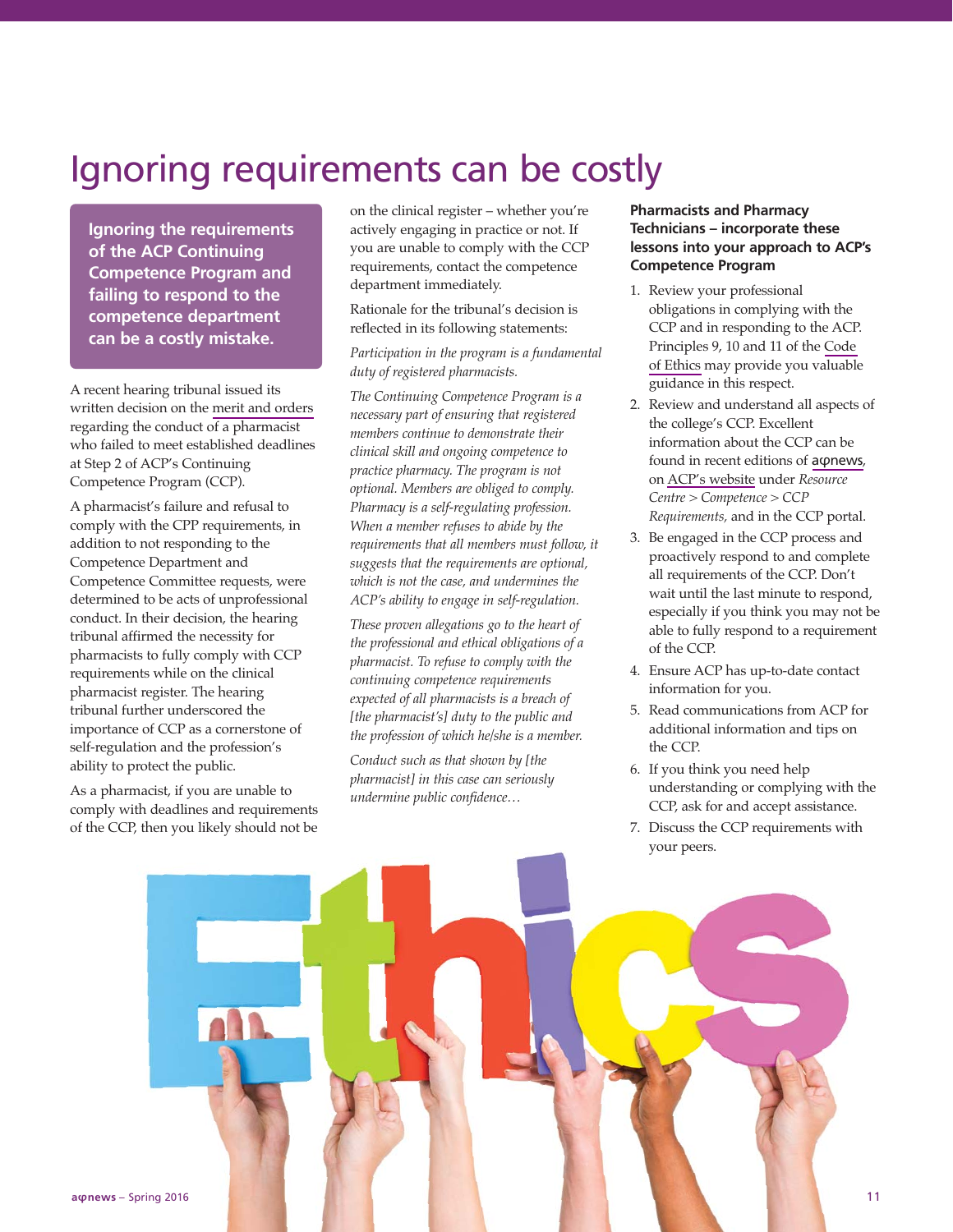# Ignoring requirements can be costly

**Ignoring the requirements of the ACP Continuing Competence Program and failing to respond to the competence department can be a costly mistake.**

A recent hearing tribunal issued its written decision on the merit and orders regarding the conduct of a pharmacist who failed to meet established deadlines at Step 2 of ACP's Continuing Competence Program (CCP).

A pharmacist's failure and refusal to comply with the CPP requirements, in addition to not responding to the Competence Department and Competence Committee requests, were determined to be acts of unprofessional conduct. In their decision, the hearing tribunal affirmed the necessity for pharmacists to fully comply with CCP requirements while on the clinical pharmacist register. The hearing tribunal further underscored the importance of CCP as a cornerstone of self-regulation and the profession's ability to protect the public.

As a pharmacist, if you are unable to comply with deadlines and requirements of the CCP, then you likely should not be on the clinical register – whether you're actively engaging in practice or not. If you are unable to comply with the CCP requirements, contact the competence department immediately.

Rationale for the tribunal's decision is reflected in its following statements:

*Participation in the program is a fundamental duty of registered pharmacists.*

*The Continuing Competence Program is a necessary part of ensuring that registered members continue to demonstrate their clinical skill and ongoing competence to practice pharmacy. The program is not optional. Members are obliged to comply. Pharmacy is a self-regulating profession. When a member refuses to abide by the requirements that all members must follow, it suggests that the requirements are optional, which is not the case, and undermines the ACP's ability to engage in self-regulation.*

*These proven allegations go to the heart of the professional and ethical obligations of a pharmacist. To refuse to comply with the continuing competence requirements expected of all pharmacists is a breach of [the pharmacist's] duty to the public and the profession of which he/she is a member.*

*Conduct such as that shown by [the pharmacist] in this case can seriously undermine public confidence…*

**Pharmacists and Pharmacy Technicians – incorporate these lessons into your approach to ACP's Competence Program**

1. Review your professional obligations in complying with the CCP and in responding to the ACP. Principles 9, 10 and 11 of the Code of Ethics may provide you valuable guidance in this respect.
2. Review and understand all aspects of the college's CCP. Excellent information about the CCP can be found in recent editions of aφnews, on ACP's website under *Resource Centre > Competence > CCP Requirements,* and in the CCP portal.
3. Be engaged in the CCP process and proactively respond to and complete all requirements of the CCP. Don't wait until the last minute to respond, especially if you think you may not be able to fully respond to a requirement of the CCP.
4. Ensure ACP has up-to-date contact information for you.
5. Read communications from ACP for additional information and tips on the CCP.
6. If you think you need help understanding or complying with the CCP, ask for and accept assistance.
7. Discuss the CCP requirements with your peers.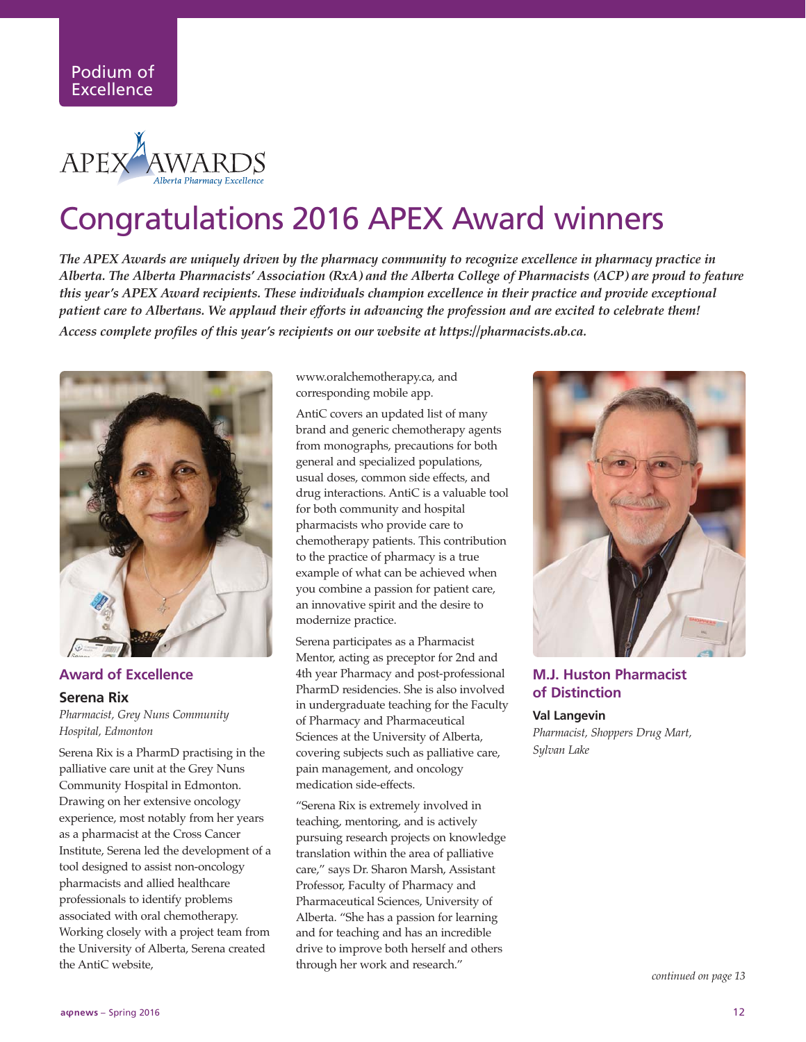Podium of Excellence

APEX AWARDS
*Alberta Pharmacy Excellence*

# Congratulations 2016 APEX Award winners

***The APEX Awards are uniquely driven by the pharmacy community to recognize excellence in pharmacy practice in Alberta. The Alberta Pharmacists' Association (RxA) and the Alberta College of Pharmacists (ACP) are proud to feature this year's APEX Award recipients. These individuals champion excellence in their practice and provide exceptional patient care to Albertans. We applaud their efforts in advancing the profession and are excited to celebrate them!***

***Access complete profiles of this year's recipients on our website at https://pharmacists.ab.ca.***

## Award of Excellence

### Serena Rix

*Pharmacist, Grey Nuns Community Hospital, Edmonton*

Serena Rix is a PharmD practising in the palliative care unit at the Grey Nuns Community Hospital in Edmonton. Drawing on her extensive oncology experience, most notably from her years as a pharmacist at the Cross Cancer Institute, Serena led the development of a tool designed to assist non-oncology pharmacists and allied healthcare professionals to identify problems associated with oral chemotherapy. Working closely with a project team from the University of Alberta, Serena created the AntiC website, www.oralchemotherapy.ca, and corresponding mobile app.

AntiC covers an updated list of many brand and generic chemotherapy agents from monographs, precautions for both general and specialized populations, usual doses, common side effects, and drug interactions. AntiC is a valuable tool for both community and hospital pharmacists who provide care to chemotherapy patients. This contribution to the practice of pharmacy is a true example of what can be achieved when you combine a passion for patient care, an innovative spirit and the desire to modernize practice.

Serena participates as a Pharmacist Mentor, acting as preceptor for 2nd and 4th year Pharmacy and post-professional PharmD residencies. She is also involved in undergraduate teaching for the Faculty of Pharmacy and Pharmaceutical Sciences at the University of Alberta, covering subjects such as palliative care, pain management, and oncology medication side-effects.

"Serena Rix is extremely involved in teaching, mentoring, and is actively pursuing research projects on knowledge translation within the area of palliative care," says Dr. Sharon Marsh, Assistant Professor, Faculty of Pharmacy and Pharmaceutical Sciences, University of Alberta. "She has a passion for learning and for teaching and has an incredible drive to improve both herself and others through her work and research."

## M.J. Huston Pharmacist of Distinction

### Val Langevin

*Pharmacist, Shoppers Drug Mart, Sylvan Lake*

*continued on page 13*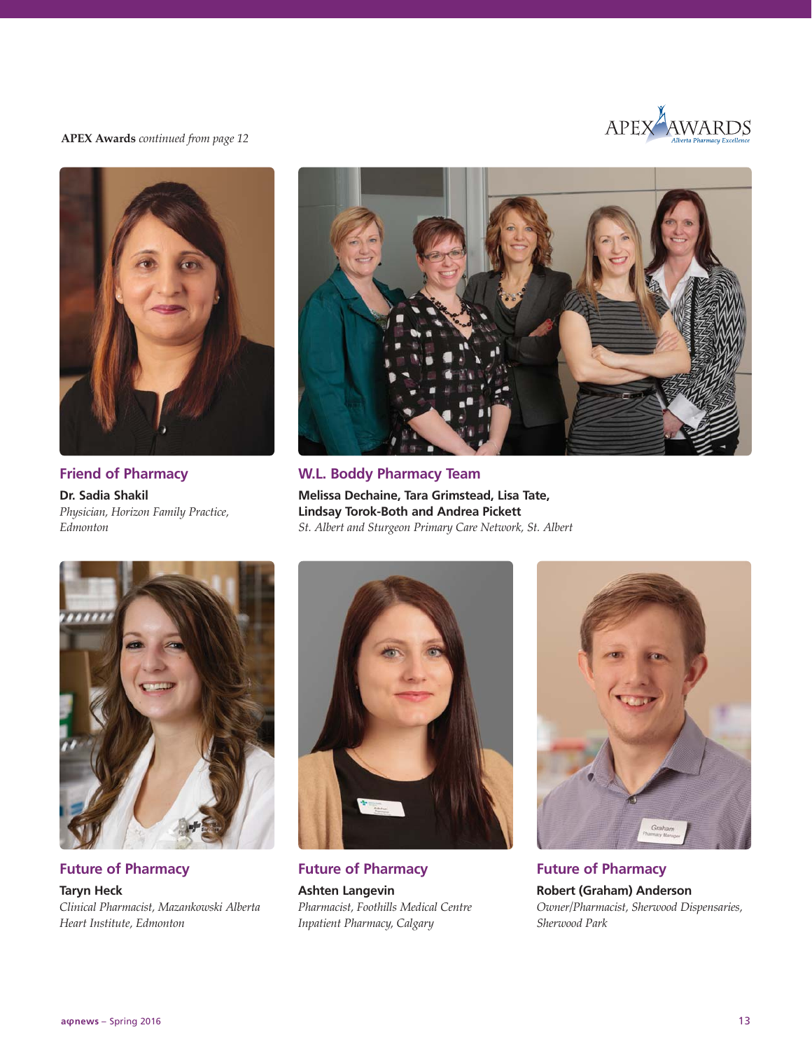**APEX Awards** *continued from page 12*

### Friend of Pharmacy

**Dr. Sadia Shakil**
*Physician, Horizon Family Practice, Edmonton*

### W.L. Boddy Pharmacy Team

**Melissa Dechaine, Tara Grimstead, Lisa Tate, Lindsay Torok-Both and Andrea Pickett**
*St. Albert and Sturgeon Primary Care Network, St. Albert*

### Future of Pharmacy

**Taryn Heck**
*Clinical Pharmacist, Mazankowski Alberta Heart Institute, Edmonton*

### Future of Pharmacy

**Ashten Langevin**
*Pharmacist, Foothills Medical Centre Inpatient Pharmacy, Calgary*

### Future of Pharmacy

**Robert (Graham) Anderson**
*Owner/Pharmacist, Sherwood Dispensaries, Sherwood Park*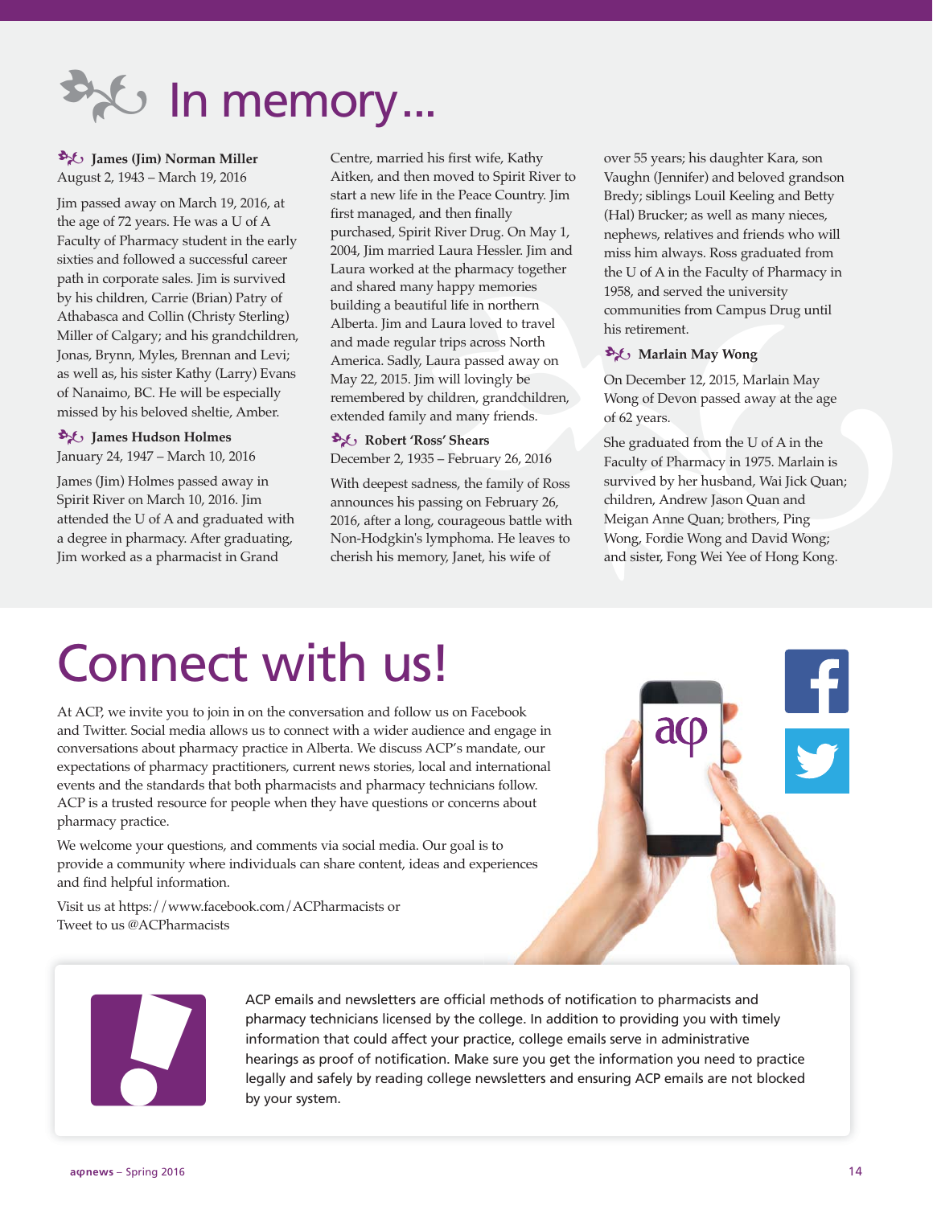# In memory...

**James (Jim) Norman Miller**
August 2, 1943 – March 19, 2016

Jim passed away on March 19, 2016, at the age of 72 years. He was a U of A Faculty of Pharmacy student in the early sixties and followed a successful career path in corporate sales. Jim is survived by his children, Carrie (Brian) Patry of Athabasca and Collin (Christy Sterling) Miller of Calgary; and his grandchildren, Jonas, Brynn, Myles, Brennan and Levi; as well as, his sister Kathy (Larry) Evans of Nanaimo, BC. He will be especially missed by his beloved sheltie, Amber.

**James Hudson Holmes**
January 24, 1947 – March 10, 2016

James (Jim) Holmes passed away in Spirit River on March 10, 2016. Jim attended the U of A and graduated with a degree in pharmacy. After graduating, Jim worked as a pharmacist in Grand Centre, married his first wife, Kathy Aitken, and then moved to Spirit River to start a new life in the Peace Country. Jim first managed, and then finally purchased, Spirit River Drug. On May 1, 2004, Jim married Laura Hessler. Jim and Laura worked at the pharmacy together and shared many happy memories building a beautiful life in northern Alberta. Jim and Laura loved to travel and made regular trips across North America. Sadly, Laura passed away on May 22, 2015. Jim will lovingly be remembered by children, grandchildren, extended family and many friends.

**Robert 'Ross' Shears**
December 2, 1935 – February 26, 2016

With deepest sadness, the family of Ross announces his passing on February 26, 2016, after a long, courageous battle with Non-Hodgkin's lymphoma. He leaves to cherish his memory, Janet, his wife of over 55 years; his daughter Kara, son Vaughn (Jennifer) and beloved grandson Bredy; siblings Louil Keeling and Betty (Hal) Brucker; as well as many nieces, nephews, relatives and friends who will miss him always. Ross graduated from the U of A in the Faculty of Pharmacy in 1958, and served the university communities from Campus Drug until his retirement.

**Marlain May Wong**

On December 12, 2015, Marlain May Wong of Devon passed away at the age of 62 years.

She graduated from the U of A in the Faculty of Pharmacy in 1975. Marlain is survived by her husband, Wai Jick Quan; children, Andrew Jason Quan and Meigan Anne Quan; brothers, Ping Wong, Fordie Wong and David Wong; and sister, Fong Wei Yee of Hong Kong.

# Connect with us!

At ACP, we invite you to join in on the conversation and follow us on Facebook and Twitter. Social media allows us to connect with a wider audience and engage in conversations about pharmacy practice in Alberta. We discuss ACP's mandate, our expectations of pharmacy practitioners, current news stories, local and international events and the standards that both pharmacists and pharmacy technicians follow. ACP is a trusted resource for people when they have questions or concerns about pharmacy practice.

We welcome your questions, and comments via social media. Our goal is to provide a community where individuals can share content, ideas and experiences and find helpful information.

Visit us at https://www.facebook.com/ACPharmacists or Tweet to us @ACPharmacists

ACP emails and newsletters are official methods of notification to pharmacists and pharmacy technicians licensed by the college. In addition to providing you with timely information that could affect your practice, college emails serve in administrative hearings as proof of notification. Make sure you get the information you need to practice legally and safely by reading college newsletters and ensuring ACP emails are not blocked by your system.